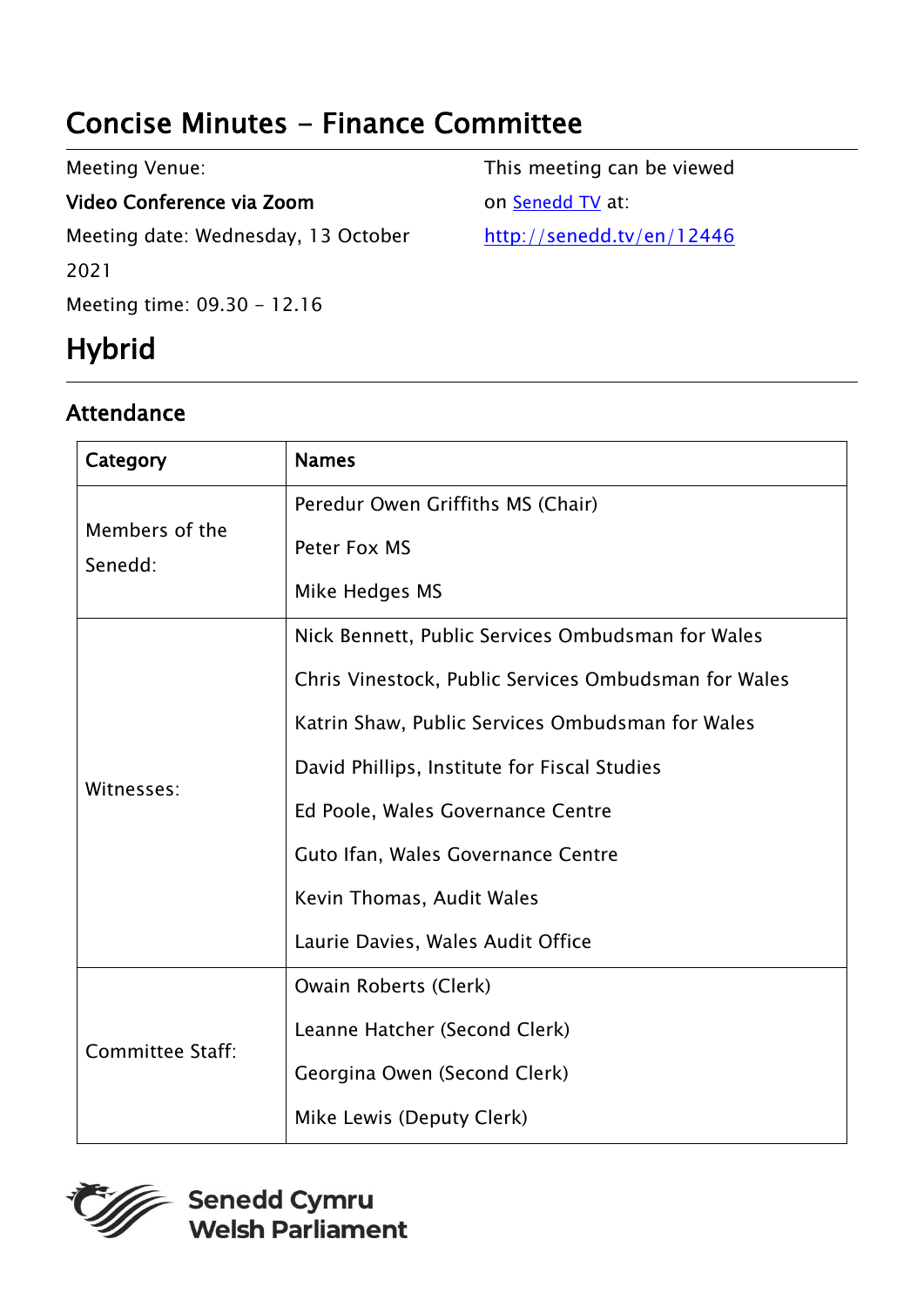# Concise Minutes - Finance Committee

Meeting Venue:

**Video Conference via Zoom**

Meeting date: Wednesday, 13 October 2021

Meeting time: 09.30 - 12.16

This meeting can be viewed on [Senedd TV](http://senedd.tv/en/12446) at:

http://senedd.tv/en/12446

# Hybrid

## Attendance

| Category | Names |
|---|---|
| Members of the Senedd: | Peredur Owen Griffiths MS (Chair)<br>Peter Fox MS<br>Mike Hedges MS |
| Witnesses: | Nick Bennett, Public Services Ombudsman for Wales<br>Chris Vinestock, Public Services Ombudsman for Wales<br>Katrin Shaw, Public Services Ombudsman for Wales<br>David Phillips, Institute for Fiscal Studies<br>Ed Poole, Wales Governance Centre<br>Guto Ifan, Wales Governance Centre<br>Kevin Thomas, Audit Wales<br>Laurie Davies, Wales Audit Office |
| Committee Staff: | Owain Roberts (Clerk)<br>Leanne Hatcher (Second Clerk)<br>Georgina Owen (Second Clerk)<br>Mike Lewis (Deputy Clerk) |

Senedd Cymru
Welsh Parliament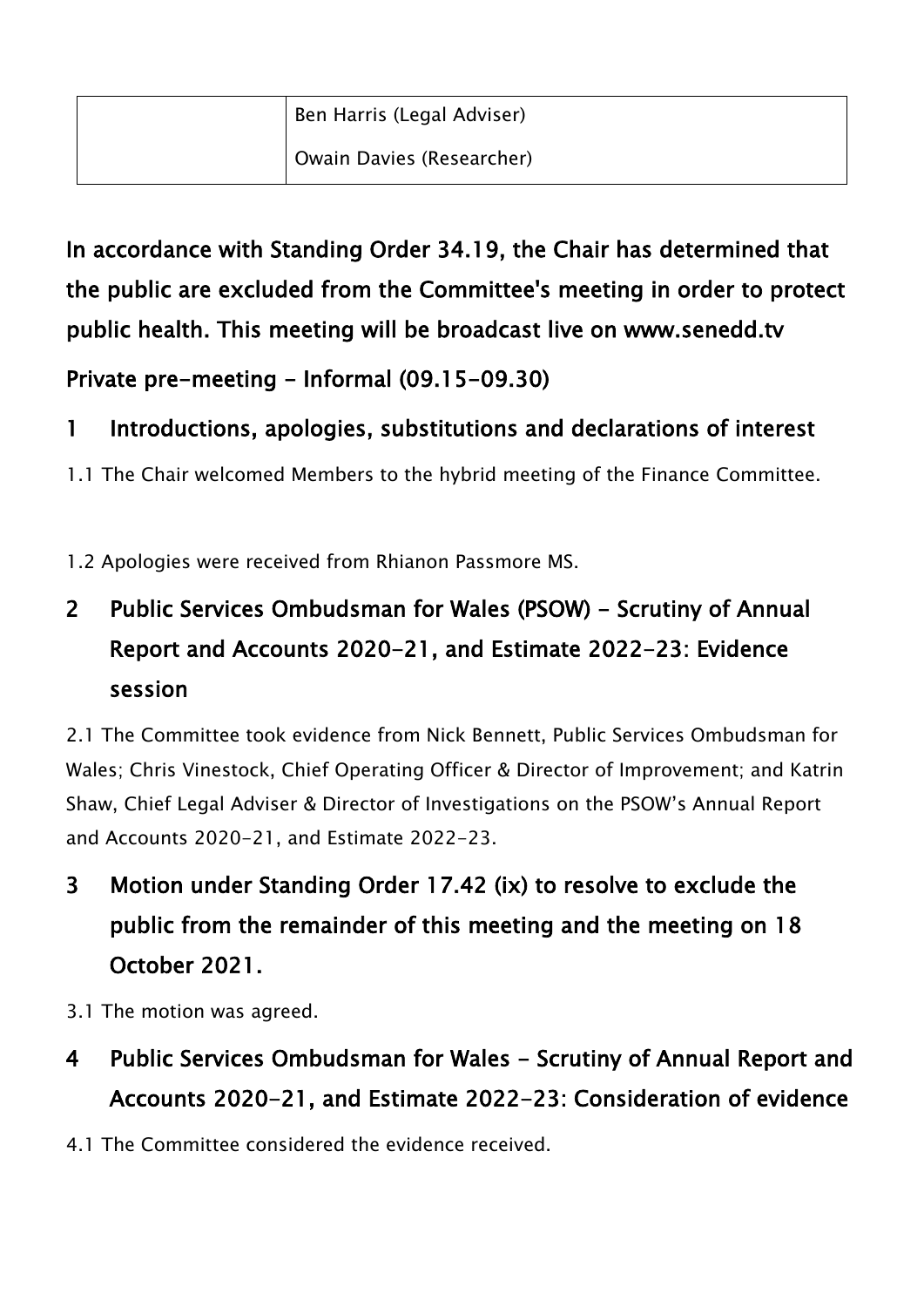| | |
|---|---|
| | Ben Harris (Legal Adviser)<br>Owain Davies (Researcher) |

**In accordance with Standing Order 34.19, the Chair has determined that the public are excluded from the Committee's meeting in order to protect public health. This meeting will be broadcast live on www.senedd.tv**

**Private pre-meeting - Informal (09.15-09.30)**

## 1 Introductions, apologies, substitutions and declarations of interest

1.1 The Chair welcomed Members to the hybrid meeting of the Finance Committee.

1.2 Apologies were received from Rhianon Passmore MS.

## 2 Public Services Ombudsman for Wales (PSOW) - Scrutiny of Annual Report and Accounts 2020-21, and Estimate 2022-23: Evidence session

2.1 The Committee took evidence from Nick Bennett, Public Services Ombudsman for Wales; Chris Vinestock, Chief Operating Officer & Director of Improvement; and Katrin Shaw, Chief Legal Adviser & Director of Investigations on the PSOW's Annual Report and Accounts 2020-21, and Estimate 2022-23.

## 3 Motion under Standing Order 17.42 (ix) to resolve to exclude the public from the remainder of this meeting and the meeting on 18 October 2021.

3.1 The motion was agreed.

## 4 Public Services Ombudsman for Wales - Scrutiny of Annual Report and Accounts 2020-21, and Estimate 2022-23: Consideration of evidence

4.1 The Committee considered the evidence received.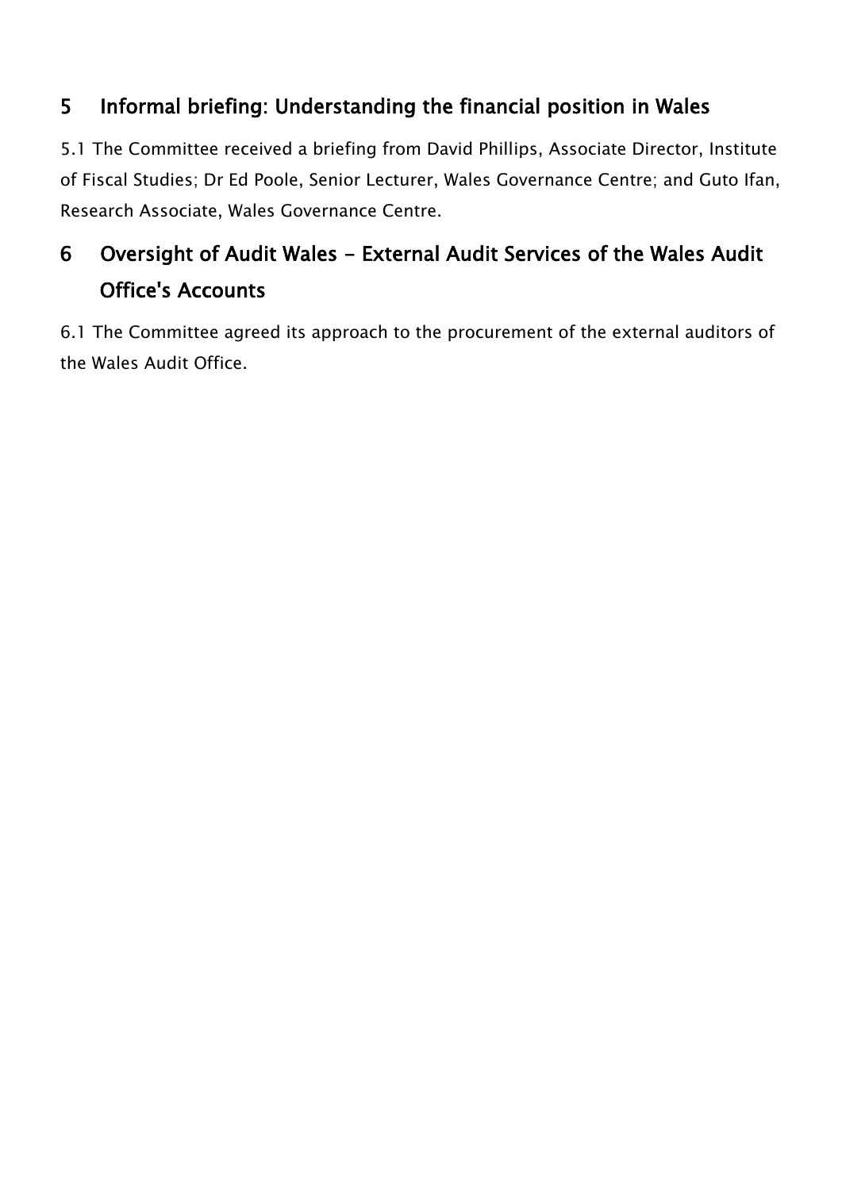## 5 Informal briefing: Understanding the financial position in Wales

5.1 The Committee received a briefing from David Phillips, Associate Director, Institute of Fiscal Studies; Dr Ed Poole, Senior Lecturer, Wales Governance Centre; and Guto Ifan, Research Associate, Wales Governance Centre.

## 6 Oversight of Audit Wales - External Audit Services of the Wales Audit Office's Accounts

6.1 The Committee agreed its approach to the procurement of the external auditors of the Wales Audit Office.